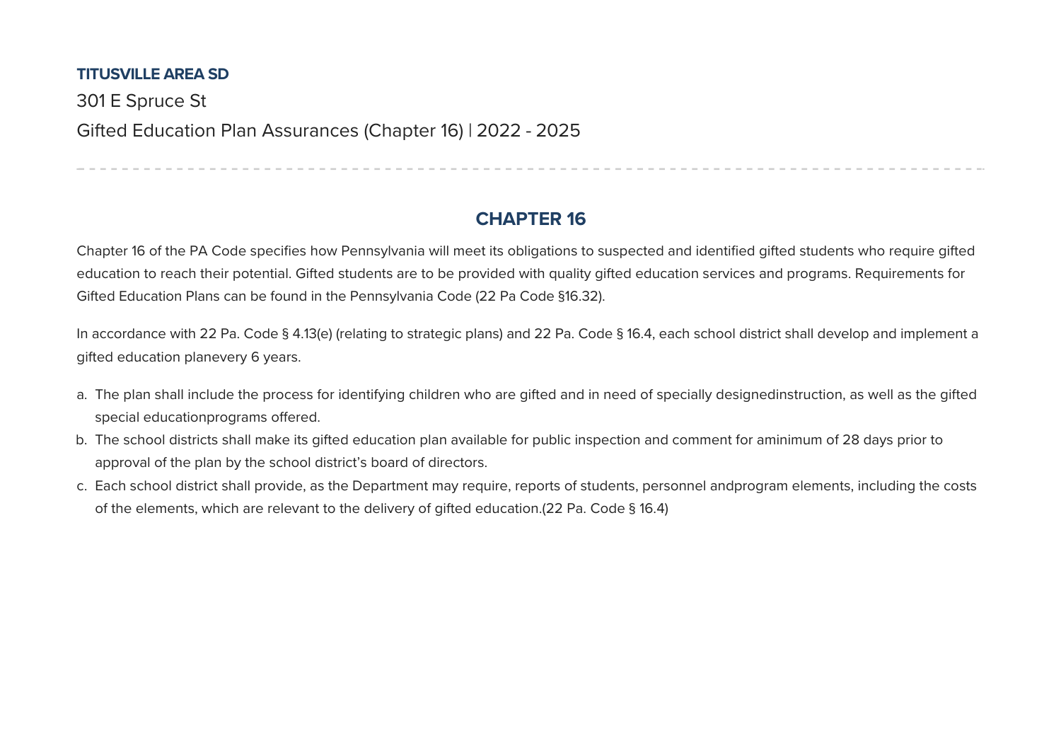**TITUSVILLE AREA SD**

301 E Spruce St

Gifted Education Plan Assurances (Chapter 16) | 2022 - 2025

---

## CHAPTER 16

Chapter 16 of the PA Code specifies how Pennsylvania will meet its obligations to suspected and identified gifted students who require gifted education to reach their potential. Gifted students are to be provided with quality gifted education services and programs. Requirements for Gifted Education Plans can be found in the Pennsylvania Code (22 Pa Code §16.32).

In accordance with 22 Pa. Code § 4.13(e) (relating to strategic plans) and 22 Pa. Code § 16.4, each school district shall develop and implement a gifted education planevery 6 years.

a. The plan shall include the process for identifying children who are gifted and in need of specially designedinstruction, as well as the gifted special educationprograms offered.
b. The school districts shall make its gifted education plan available for public inspection and comment for aminimum of 28 days prior to approval of the plan by the school district's board of directors.
c. Each school district shall provide, as the Department may require, reports of students, personnel andprogram elements, including the costs of the elements, which are relevant to the delivery of gifted education.(22 Pa. Code § 16.4)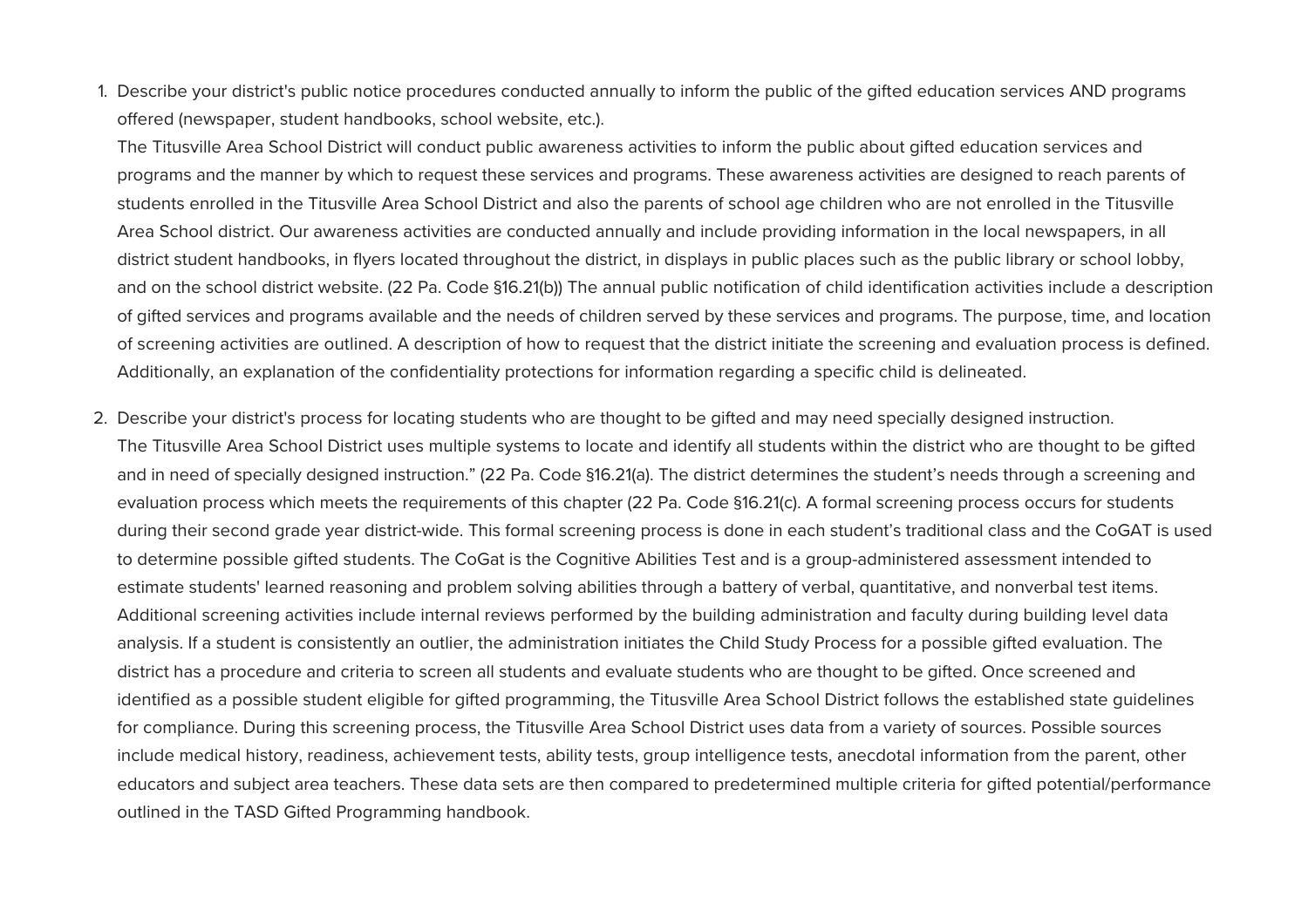1. Describe your district's public notice procedures conducted annually to inform the public of the gifted education services AND programs offered (newspaper, student handbooks, school website, etc.).
   The Titusville Area School District will conduct public awareness activities to inform the public about gifted education services and programs and the manner by which to request these services and programs. These awareness activities are designed to reach parents of students enrolled in the Titusville Area School District and also the parents of school age children who are not enrolled in the Titusville Area School district. Our awareness activities are conducted annually and include providing information in the local newspapers, in all district student handbooks, in flyers located throughout the district, in displays in public places such as the public library or school lobby, and on the school district website. (22 Pa. Code §16.21(b)) The annual public notification of child identification activities include a description of gifted services and programs available and the needs of children served by these services and programs. The purpose, time, and location of screening activities are outlined. A description of how to request that the district initiate the screening and evaluation process is defined. Additionally, an explanation of the confidentiality protections for information regarding a specific child is delineated.

2. Describe your district's process for locating students who are thought to be gifted and may need specially designed instruction.
   The Titusville Area School District uses multiple systems to locate and identify all students within the district who are thought to be gifted and in need of specially designed instruction." (22 Pa. Code §16.21(a). The district determines the student's needs through a screening and evaluation process which meets the requirements of this chapter (22 Pa. Code §16.21(c). A formal screening process occurs for students during their second grade year district-wide. This formal screening process is done in each student's traditional class and the CoGAT is used to determine possible gifted students. The CoGat is the Cognitive Abilities Test and is a group-administered assessment intended to estimate students' learned reasoning and problem solving abilities through a battery of verbal, quantitative, and nonverbal test items. Additional screening activities include internal reviews performed by the building administration and faculty during building level data analysis. If a student is consistently an outlier, the administration initiates the Child Study Process for a possible gifted evaluation. The district has a procedure and criteria to screen all students and evaluate students who are thought to be gifted. Once screened and identified as a possible student eligible for gifted programming, the Titusville Area School District follows the established state guidelines for compliance. During this screening process, the Titusville Area School District uses data from a variety of sources. Possible sources include medical history, readiness, achievement tests, ability tests, group intelligence tests, anecdotal information from the parent, other educators and subject area teachers. These data sets are then compared to predetermined multiple criteria for gifted potential/performance outlined in the TASD Gifted Programming handbook.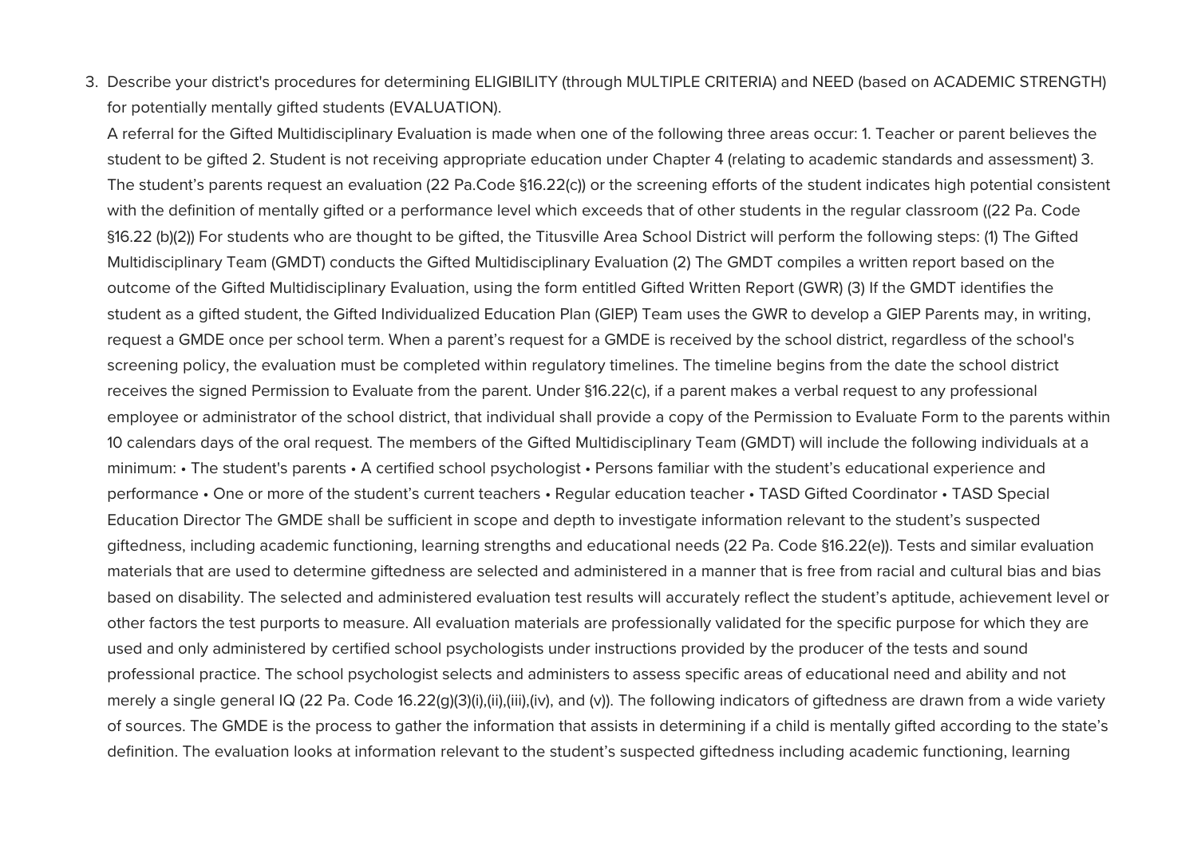3. Describe your district's procedures for determining ELIGIBILITY (through MULTIPLE CRITERIA) and NEED (based on ACADEMIC STRENGTH) for potentially mentally gifted students (EVALUATION).

   A referral for the Gifted Multidisciplinary Evaluation is made when one of the following three areas occur: 1. Teacher or parent believes the student to be gifted 2. Student is not receiving appropriate education under Chapter 4 (relating to academic standards and assessment) 3. The student's parents request an evaluation (22 Pa.Code §16.22(c)) or the screening efforts of the student indicates high potential consistent with the definition of mentally gifted or a performance level which exceeds that of other students in the regular classroom ((22 Pa. Code §16.22 (b)(2)) For students who are thought to be gifted, the Titusville Area School District will perform the following steps: (1) The Gifted Multidisciplinary Team (GMDT) conducts the Gifted Multidisciplinary Evaluation (2) The GMDT compiles a written report based on the outcome of the Gifted Multidisciplinary Evaluation, using the form entitled Gifted Written Report (GWR) (3) If the GMDT identifies the student as a gifted student, the Gifted Individualized Education Plan (GIEP) Team uses the GWR to develop a GIEP Parents may, in writing, request a GMDE once per school term. When a parent's request for a GMDE is received by the school district, regardless of the school's screening policy, the evaluation must be completed within regulatory timelines. The timeline begins from the date the school district receives the signed Permission to Evaluate from the parent. Under §16.22(c), if a parent makes a verbal request to any professional employee or administrator of the school district, that individual shall provide a copy of the Permission to Evaluate Form to the parents within 10 calendars days of the oral request. The members of the Gifted Multidisciplinary Team (GMDT) will include the following individuals at a minimum: • The student's parents • A certified school psychologist • Persons familiar with the student's educational experience and performance • One or more of the student's current teachers • Regular education teacher • TASD Gifted Coordinator • TASD Special Education Director The GMDE shall be sufficient in scope and depth to investigate information relevant to the student's suspected giftedness, including academic functioning, learning strengths and educational needs (22 Pa. Code §16.22(e)). Tests and similar evaluation materials that are used to determine giftedness are selected and administered in a manner that is free from racial and cultural bias and bias based on disability. The selected and administered evaluation test results will accurately reflect the student's aptitude, achievement level or other factors the test purports to measure. All evaluation materials are professionally validated for the specific purpose for which they are used and only administered by certified school psychologists under instructions provided by the producer of the tests and sound professional practice. The school psychologist selects and administers to assess specific areas of educational need and ability and not merely a single general IQ (22 Pa. Code 16.22(g)(3)(i),(ii),(iii),(iv), and (v)). The following indicators of giftedness are drawn from a wide variety of sources. The GMDE is the process to gather the information that assists in determining if a child is mentally gifted according to the state's definition. The evaluation looks at information relevant to the student's suspected giftedness including academic functioning, learning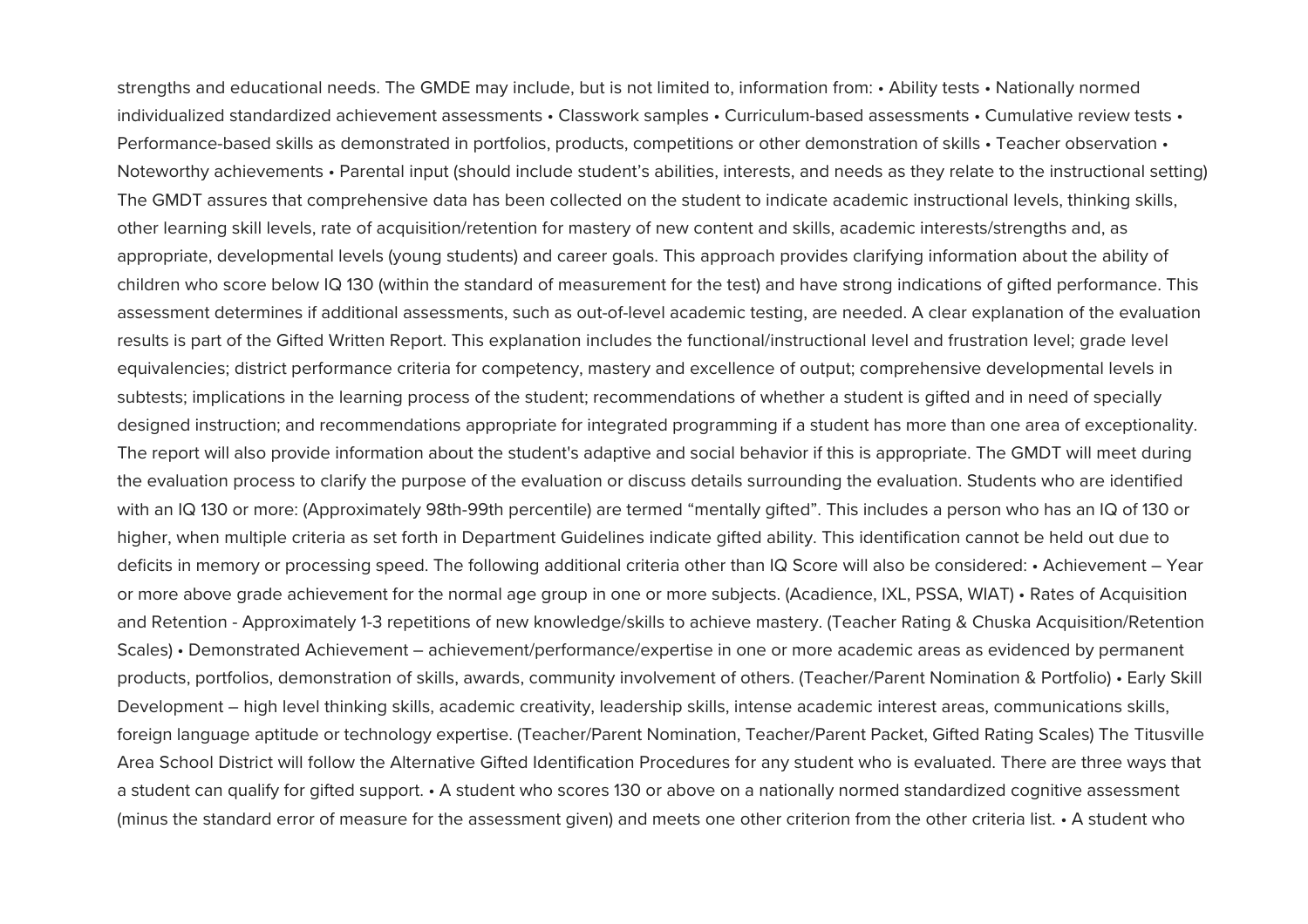strengths and educational needs. The GMDE may include, but is not limited to, information from: • Ability tests • Nationally normed individualized standardized achievement assessments • Classwork samples • Curriculum-based assessments • Cumulative review tests • Performance-based skills as demonstrated in portfolios, products, competitions or other demonstration of skills • Teacher observation • Noteworthy achievements • Parental input (should include student's abilities, interests, and needs as they relate to the instructional setting) The GMDT assures that comprehensive data has been collected on the student to indicate academic instructional levels, thinking skills, other learning skill levels, rate of acquisition/retention for mastery of new content and skills, academic interests/strengths and, as appropriate, developmental levels (young students) and career goals. This approach provides clarifying information about the ability of children who score below IQ 130 (within the standard of measurement for the test) and have strong indications of gifted performance. This assessment determines if additional assessments, such as out-of-level academic testing, are needed. A clear explanation of the evaluation results is part of the Gifted Written Report. This explanation includes the functional/instructional level and frustration level; grade level equivalencies; district performance criteria for competency, mastery and excellence of output; comprehensive developmental levels in subtests; implications in the learning process of the student; recommendations of whether a student is gifted and in need of specially designed instruction; and recommendations appropriate for integrated programming if a student has more than one area of exceptionality. The report will also provide information about the student's adaptive and social behavior if this is appropriate. The GMDT will meet during the evaluation process to clarify the purpose of the evaluation or discuss details surrounding the evaluation. Students who are identified with an IQ 130 or more: (Approximately 98th-99th percentile) are termed "mentally gifted". This includes a person who has an IQ of 130 or higher, when multiple criteria as set forth in Department Guidelines indicate gifted ability. This identification cannot be held out due to deficits in memory or processing speed. The following additional criteria other than IQ Score will also be considered: • Achievement – Year or more above grade achievement for the normal age group in one or more subjects. (Acadience, IXL, PSSA, WIAT) • Rates of Acquisition and Retention - Approximately 1-3 repetitions of new knowledge/skills to achieve mastery. (Teacher Rating & Chuska Acquisition/Retention Scales) • Demonstrated Achievement – achievement/performance/expertise in one or more academic areas as evidenced by permanent products, portfolios, demonstration of skills, awards, community involvement of others. (Teacher/Parent Nomination & Portfolio) • Early Skill Development – high level thinking skills, academic creativity, leadership skills, intense academic interest areas, communications skills, foreign language aptitude or technology expertise. (Teacher/Parent Nomination, Teacher/Parent Packet, Gifted Rating Scales) The Titusville Area School District will follow the Alternative Gifted Identification Procedures for any student who is evaluated. There are three ways that a student can qualify for gifted support. • A student who scores 130 or above on a nationally normed standardized cognitive assessment (minus the standard error of measure for the assessment given) and meets one other criterion from the other criteria list. • A student who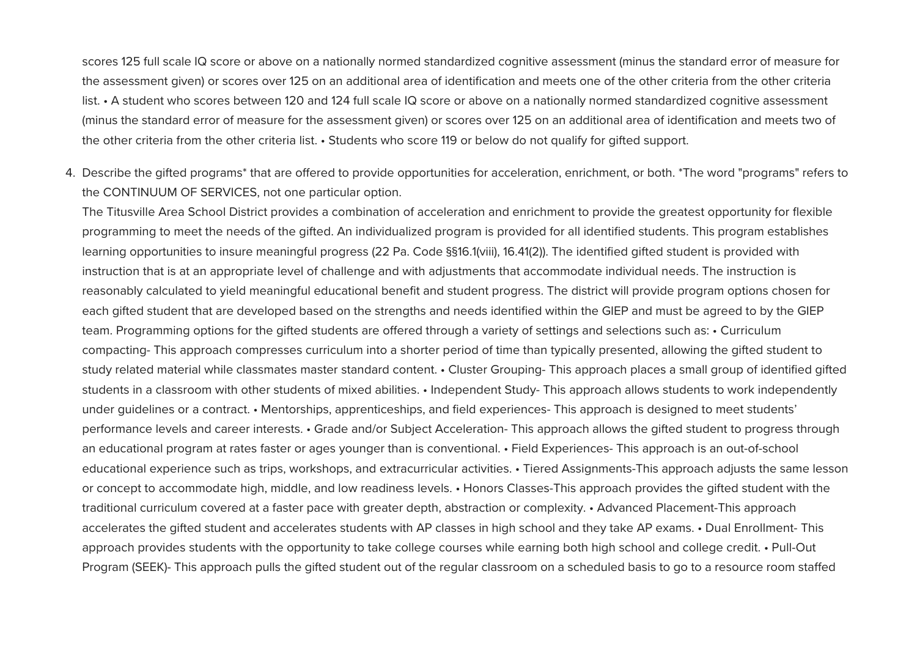scores 125 full scale IQ score or above on a nationally normed standardized cognitive assessment (minus the standard error of measure for the assessment given) or scores over 125 on an additional area of identification and meets one of the other criteria from the other criteria list. • A student who scores between 120 and 124 full scale IQ score or above on a nationally normed standardized cognitive assessment (minus the standard error of measure for the assessment given) or scores over 125 on an additional area of identification and meets two of the other criteria from the other criteria list. • Students who score 119 or below do not qualify for gifted support.

4. Describe the gifted programs* that are offered to provide opportunities for acceleration, enrichment, or both. *The word "programs" refers to the CONTINUUM OF SERVICES, not one particular option.
   The Titusville Area School District provides a combination of acceleration and enrichment to provide the greatest opportunity for flexible programming to meet the needs of the gifted. An individualized program is provided for all identified students. This program establishes learning opportunities to insure meaningful progress (22 Pa. Code §§16.1(viii), 16.41(2)). The identified gifted student is provided with instruction that is at an appropriate level of challenge and with adjustments that accommodate individual needs. The instruction is reasonably calculated to yield meaningful educational benefit and student progress. The district will provide program options chosen for each gifted student that are developed based on the strengths and needs identified within the GIEP and must be agreed to by the GIEP team. Programming options for the gifted students are offered through a variety of settings and selections such as: • Curriculum compacting- This approach compresses curriculum into a shorter period of time than typically presented, allowing the gifted student to study related material while classmates master standard content. • Cluster Grouping- This approach places a small group of identified gifted students in a classroom with other students of mixed abilities. • Independent Study- This approach allows students to work independently under guidelines or a contract. • Mentorships, apprenticeships, and field experiences- This approach is designed to meet students' performance levels and career interests. • Grade and/or Subject Acceleration- This approach allows the gifted student to progress through an educational program at rates faster or ages younger than is conventional. • Field Experiences- This approach is an out-of-school educational experience such as trips, workshops, and extracurricular activities. • Tiered Assignments-This approach adjusts the same lesson or concept to accommodate high, middle, and low readiness levels. • Honors Classes-This approach provides the gifted student with the traditional curriculum covered at a faster pace with greater depth, abstraction or complexity. • Advanced Placement-This approach accelerates the gifted student and accelerates students with AP classes in high school and they take AP exams. • Dual Enrollment- This approach provides students with the opportunity to take college courses while earning both high school and college credit. • Pull-Out Program (SEEK)- This approach pulls the gifted student out of the regular classroom on a scheduled basis to go to a resource room staffed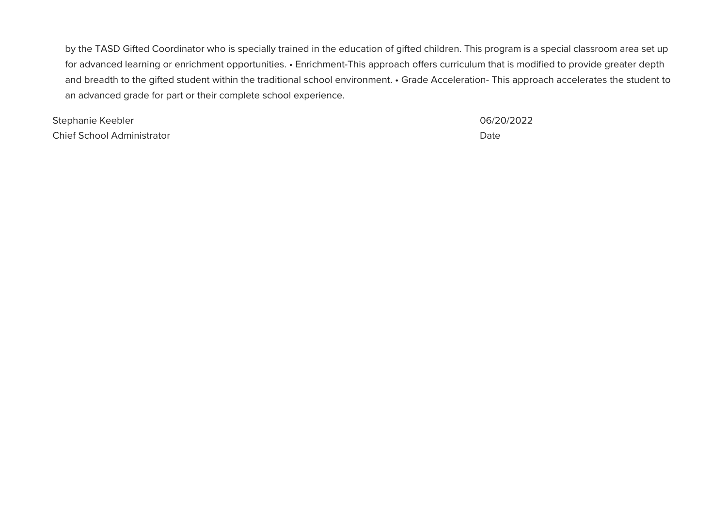by the TASD Gifted Coordinator who is specially trained in the education of gifted children. This program is a special classroom area set up for advanced learning or enrichment opportunities. • Enrichment-This approach offers curriculum that is modified to provide greater depth and breadth to the gifted student within the traditional school environment. • Grade Acceleration- This approach accelerates the student to an advanced grade for part or their complete school experience.

| | |
|---|---|
| Stephanie Keebler | 06/20/2022 |
| Chief School Administrator | Date |